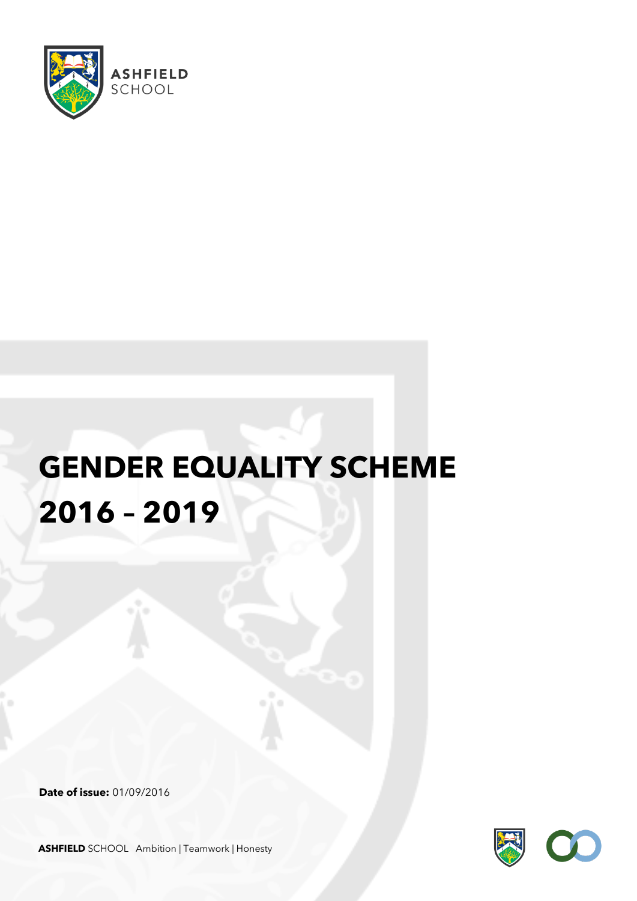ASHFIELD SCHOOL

# GENDER EQUALITY SCHEME 2016 – 2019

**Date of issue:** 01/09/2016

**ASHFIELD** SCHOOL Ambition | Teamwork | Honesty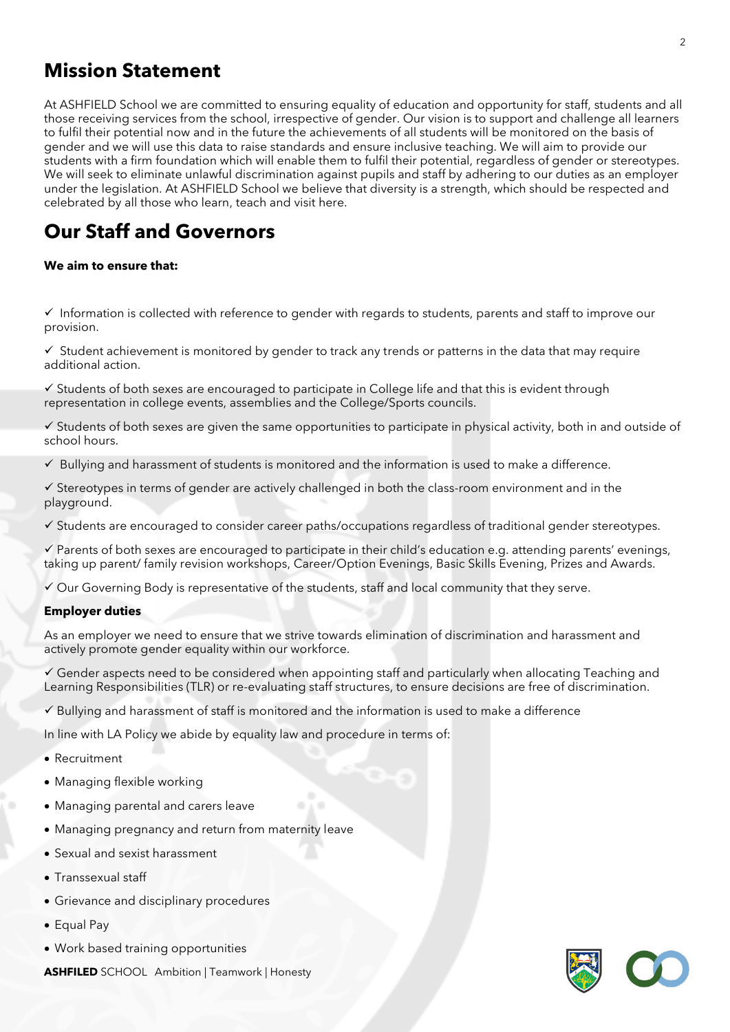# Mission Statement

At ASHFIELD School we are committed to ensuring equality of education and opportunity for staff, students and all those receiving services from the school, irrespective of gender. Our vision is to support and challenge all learners to fulfil their potential now and in the future the achievements of all students will be monitored on the basis of gender and we will use this data to raise standards and ensure inclusive teaching. We will aim to provide our students with a firm foundation which will enable them to fulfil their potential, regardless of gender or stereotypes. We will seek to eliminate unlawful discrimination against pupils and staff by adhering to our duties as an employer under the legislation. At ASHFIELD School we believe that diversity is a strength, which should be respected and celebrated by all those who learn, teach and visit here.

# Our Staff and Governors

**We aim to ensure that:**

✓ Information is collected with reference to gender with regards to students, parents and staff to improve our provision.

✓ Student achievement is monitored by gender to track any trends or patterns in the data that may require additional action.

✓ Students of both sexes are encouraged to participate in College life and that this is evident through representation in college events, assemblies and the College/Sports councils.

✓ Students of both sexes are given the same opportunities to participate in physical activity, both in and outside of school hours.

✓ Bullying and harassment of students is monitored and the information is used to make a difference.

✓ Stereotypes in terms of gender are actively challenged in both the class-room environment and in the playground.

✓ Students are encouraged to consider career paths/occupations regardless of traditional gender stereotypes.

✓ Parents of both sexes are encouraged to participate in their child's education e.g. attending parents' evenings, taking up parent/ family revision workshops, Career/Option Evenings, Basic Skills Evening, Prizes and Awards.

✓ Our Governing Body is representative of the students, staff and local community that they serve.

**Employer duties**

As an employer we need to ensure that we strive towards elimination of discrimination and harassment and actively promote gender equality within our workforce.

✓ Gender aspects need to be considered when appointing staff and particularly when allocating Teaching and Learning Responsibilities (TLR) or re-evaluating staff structures, to ensure decisions are free of discrimination.

✓ Bullying and harassment of staff is monitored and the information is used to make a difference

In line with LA Policy we abide by equality law and procedure in terms of:

- Recruitment
- Managing flexible working
- Managing parental and carers leave
- Managing pregnancy and return from maternity leave
- Sexual and sexist harassment
- Transsexual staff
- Grievance and disciplinary procedures
- Equal Pay
- Work based training opportunities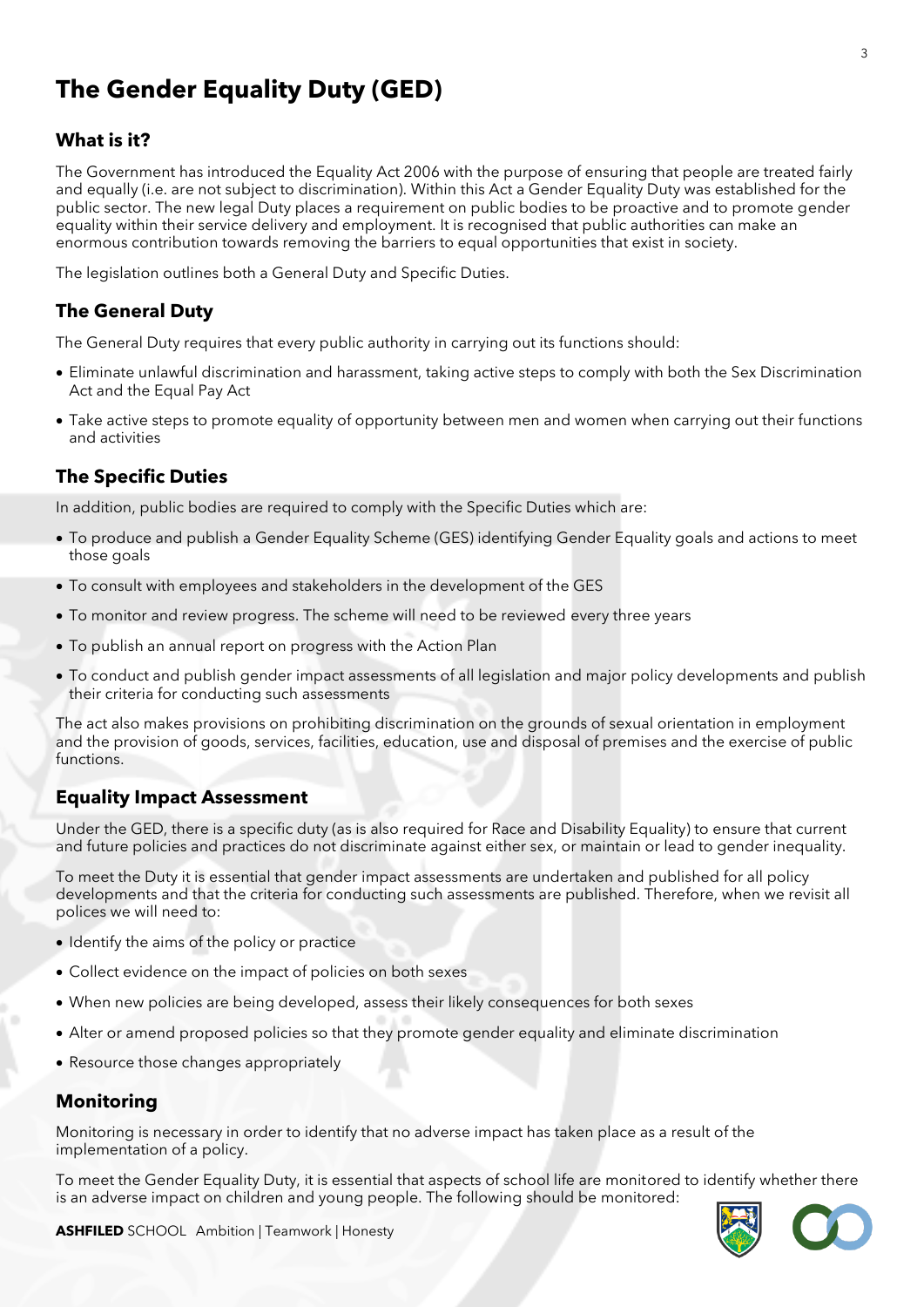# The Gender Equality Duty (GED)

## What is it?

The Government has introduced the Equality Act 2006 with the purpose of ensuring that people are treated fairly and equally (i.e. are not subject to discrimination). Within this Act a Gender Equality Duty was established for the public sector. The new legal Duty places a requirement on public bodies to be proactive and to promote gender equality within their service delivery and employment. It is recognised that public authorities can make an enormous contribution towards removing the barriers to equal opportunities that exist in society.

The legislation outlines both a General Duty and Specific Duties.

## The General Duty

The General Duty requires that every public authority in carrying out its functions should:

- Eliminate unlawful discrimination and harassment, taking active steps to comply with both the Sex Discrimination Act and the Equal Pay Act
- Take active steps to promote equality of opportunity between men and women when carrying out their functions and activities

## The Specific Duties

In addition, public bodies are required to comply with the Specific Duties which are:

- To produce and publish a Gender Equality Scheme (GES) identifying Gender Equality goals and actions to meet those goals
- To consult with employees and stakeholders in the development of the GES
- To monitor and review progress. The scheme will need to be reviewed every three years
- To publish an annual report on progress with the Action Plan
- To conduct and publish gender impact assessments of all legislation and major policy developments and publish their criteria for conducting such assessments

The act also makes provisions on prohibiting discrimination on the grounds of sexual orientation in employment and the provision of goods, services, facilities, education, use and disposal of premises and the exercise of public functions.

## Equality Impact Assessment

Under the GED, there is a specific duty (as is also required for Race and Disability Equality) to ensure that current and future policies and practices do not discriminate against either sex, or maintain or lead to gender inequality.

To meet the Duty it is essential that gender impact assessments are undertaken and published for all policy developments and that the criteria for conducting such assessments are published. Therefore, when we revisit all polices we will need to:

- Identify the aims of the policy or practice
- Collect evidence on the impact of policies on both sexes
- When new policies are being developed, assess their likely consequences for both sexes
- Alter or amend proposed policies so that they promote gender equality and eliminate discrimination
- Resource those changes appropriately

## Monitoring

Monitoring is necessary in order to identify that no adverse impact has taken place as a result of the implementation of a policy.

To meet the Gender Equality Duty, it is essential that aspects of school life are monitored to identify whether there is an adverse impact on children and young people. The following should be monitored: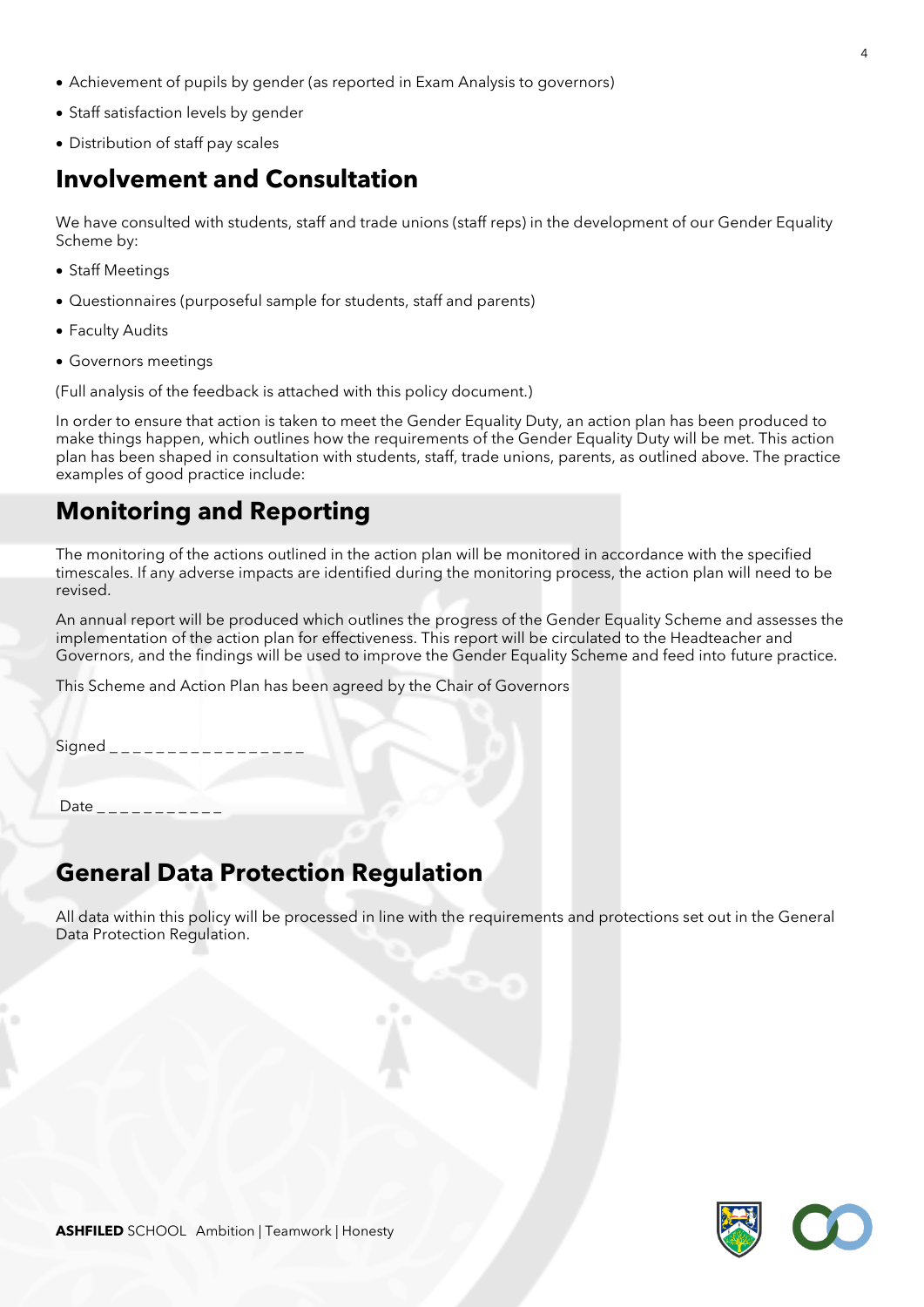- Achievement of pupils by gender (as reported in Exam Analysis to governors)
- Staff satisfaction levels by gender
- Distribution of staff pay scales

## Involvement and Consultation

We have consulted with students, staff and trade unions (staff reps) in the development of our Gender Equality Scheme by:

- Staff Meetings
- Questionnaires (purposeful sample for students, staff and parents)
- Faculty Audits
- Governors meetings

(Full analysis of the feedback is attached with this policy document.)

In order to ensure that action is taken to meet the Gender Equality Duty, an action plan has been produced to make things happen, which outlines how the requirements of the Gender Equality Duty will be met. This action plan has been shaped in consultation with students, staff, trade unions, parents, as outlined above. The practice examples of good practice include:

## Monitoring and Reporting

The monitoring of the actions outlined in the action plan will be monitored in accordance with the specified timescales. If any adverse impacts are identified during the monitoring process, the action plan will need to be revised.

An annual report will be produced which outlines the progress of the Gender Equality Scheme and assesses the implementation of the action plan for effectiveness. This report will be circulated to the Headteacher and Governors, and the findings will be used to improve the Gender Equality Scheme and feed into future practice.

This Scheme and Action Plan has been agreed by the Chair of Governors

Signed _________________

Date ___________

## General Data Protection Regulation

All data within this policy will be processed in line with the requirements and protections set out in the General Data Protection Regulation.